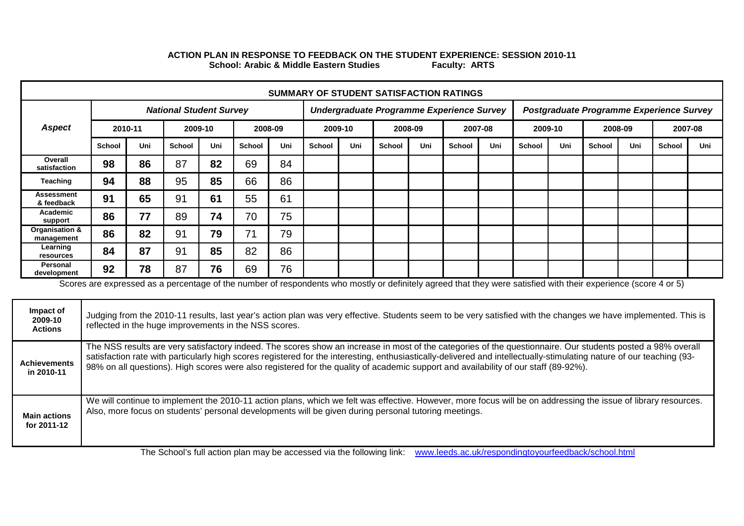# ACTION PLAN IN RESPONSE TO FEEDBACK ON THE STUDENT EXPERIENCE: SESSION 2010-11

**School: Arabic & Middle Eastern Studies Faculty: ARTS**

| SUMMARY OF STUDENT SATISFACTION RATINGS | | | | | | | | | | | | | | | | | | |
|---|---|---|---|---|---|---|---|---|---|---|---|---|---|---|---|---|---|---|
| ***Aspect*** | ***National Student Survey*** | | | | | | ***Undergraduate Programme Experience Survey*** | | | | | | ***Postgraduate Programme Experience Survey*** | | | | | |
| | 2010-11 | | 2009-10 | | 2008-09 | | 2009-10 | | 2008-09 | | 2007-08 | | 2009-10 | | 2008-09 | | 2007-08 | |
| | School | Uni | School | Uni | School | Uni | School | Uni | School | Uni | School | Uni | School | Uni | School | Uni | School | Uni |
| **Overall satisfaction** | **98** | **86** | 87 | **82** | 69 | 84 | | | | | | | | | | | | |
| **Teaching** | **94** | **88** | 95 | **85** | 66 | 86 | | | | | | | | | | | | |
| **Assessment & feedback** | **91** | **65** | 91 | **61** | 55 | 61 | | | | | | | | | | | | |
| **Academic support** | **86** | **77** | 89 | **74** | 70 | 75 | | | | | | | | | | | | |
| **Organisation & management** | **86** | **82** | 91 | **79** | 71 | 79 | | | | | | | | | | | | |
| **Learning resources** | **84** | **87** | 91 | **85** | 82 | 86 | | | | | | | | | | | | |
| **Personal development** | **92** | **78** | 87 | **76** | 69 | 76 | | | | | | | | | | | | |

Scores are expressed as a percentage of the number of respondents who mostly or definitely agreed that they were satisfied with their experience (score 4 or 5)

| | |
|---|---|
| **Impact of 2009-10 Actions** | Judging from the 2010-11 results, last year's action plan was very effective. Students seem to be very satisfied with the changes we have implemented. This is reflected in the huge improvements in the NSS scores. |
| **Achievements in 2010-11** | The NSS results are very satisfactory indeed. The scores show an increase in most of the categories of the questionnaire. Our students posted a 98% overall satisfaction rate with particularly high scores registered for the interesting, enthusiastically-delivered and intellectually-stimulating nature of our teaching (93-98% on all questions). High scores were also registered for the quality of academic support and availability of our staff (89-92%). |
| **Main actions for 2011-12** | We will continue to implement the 2010-11 action plans, which we felt was effective. However, more focus will be on addressing the issue of library resources. Also, more focus on students' personal developments will be given during personal tutoring meetings. |

The School's full action plan may be accessed via the following link: www.leeds.ac.uk/respondingtoyourfeedback/school.html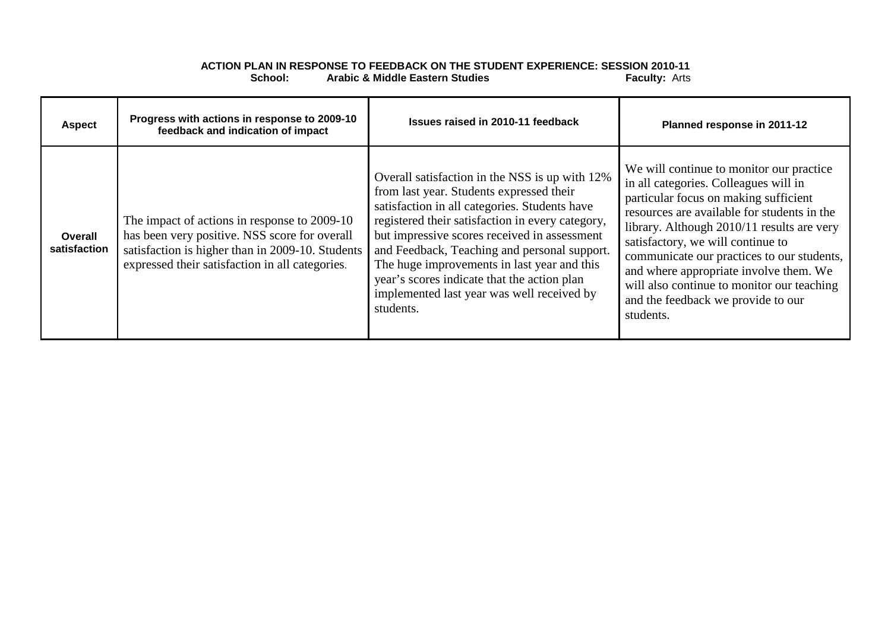**ACTION PLAN IN RESPONSE TO FEEDBACK ON THE STUDENT EXPERIENCE: SESSION 2010-11**

**School:** **Arabic & Middle Eastern Studies** **Faculty:** Arts

| Aspect | Progress with actions in response to 2009-10 feedback and indication of impact | Issues raised in 2010-11 feedback | Planned response in 2011-12 |
|---|---|---|---|
| **Overall satisfaction** | The impact of actions in response to 2009-10 has been very positive. NSS score for overall satisfaction is higher than in 2009-10. Students expressed their satisfaction in all categories. | Overall satisfaction in the NSS is up with 12% from last year. Students expressed their satisfaction in all categories. Students have registered their satisfaction in every category, but impressive scores received in assessment and Feedback, Teaching and personal support. The huge improvements in last year and this year's scores indicate that the action plan implemented last year was well received by students. | We will continue to monitor our practice in all categories. Colleagues will in particular focus on making sufficient resources are available for students in the library. Although 2010/11 results are very satisfactory, we will continue to communicate our practices to our students, and where appropriate involve them. We will also continue to monitor our teaching and the feedback we provide to our students. |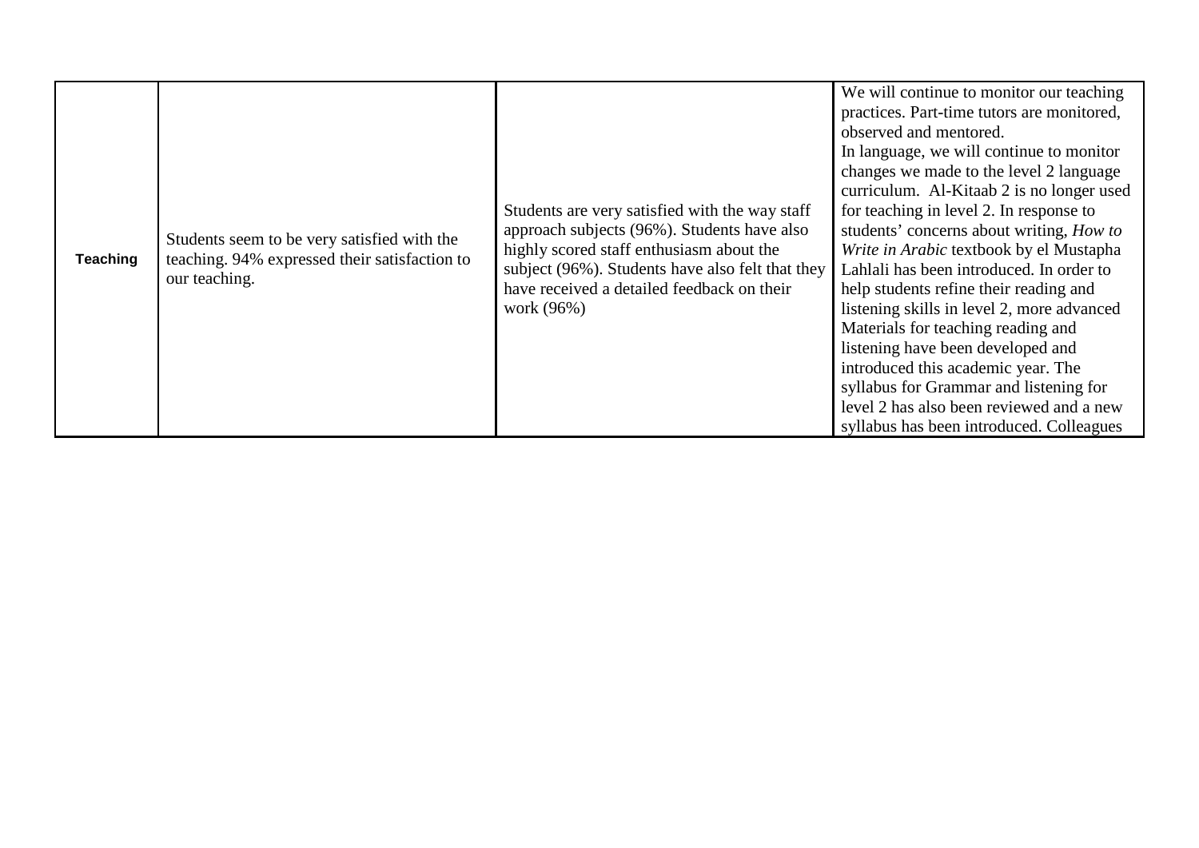| | | | |
|---|---|---|---|
| **Teaching** | Students seem to be very satisfied with the teaching. 94% expressed their satisfaction to our teaching. | Students are very satisfied with the way staff approach subjects (96%). Students have also highly scored staff enthusiasm about the subject (96%). Students have also felt that they have received a detailed feedback on their work (96%) | We will continue to monitor our teaching practices. Part-time tutors are monitored, observed and mentored.<br>In language, we will continue to monitor changes we made to the level 2 language curriculum. Al-Kitaab 2 is no longer used for teaching in level 2. In response to students' concerns about writing, *How to Write in Arabic* textbook by el Mustapha Lahlali has been introduced. In order to help students refine their reading and listening skills in level 2, more advanced Materials for teaching reading and listening have been developed and introduced this academic year. The syllabus for Grammar and listening for level 2 has also been reviewed and a new syllabus has been introduced. Colleagues |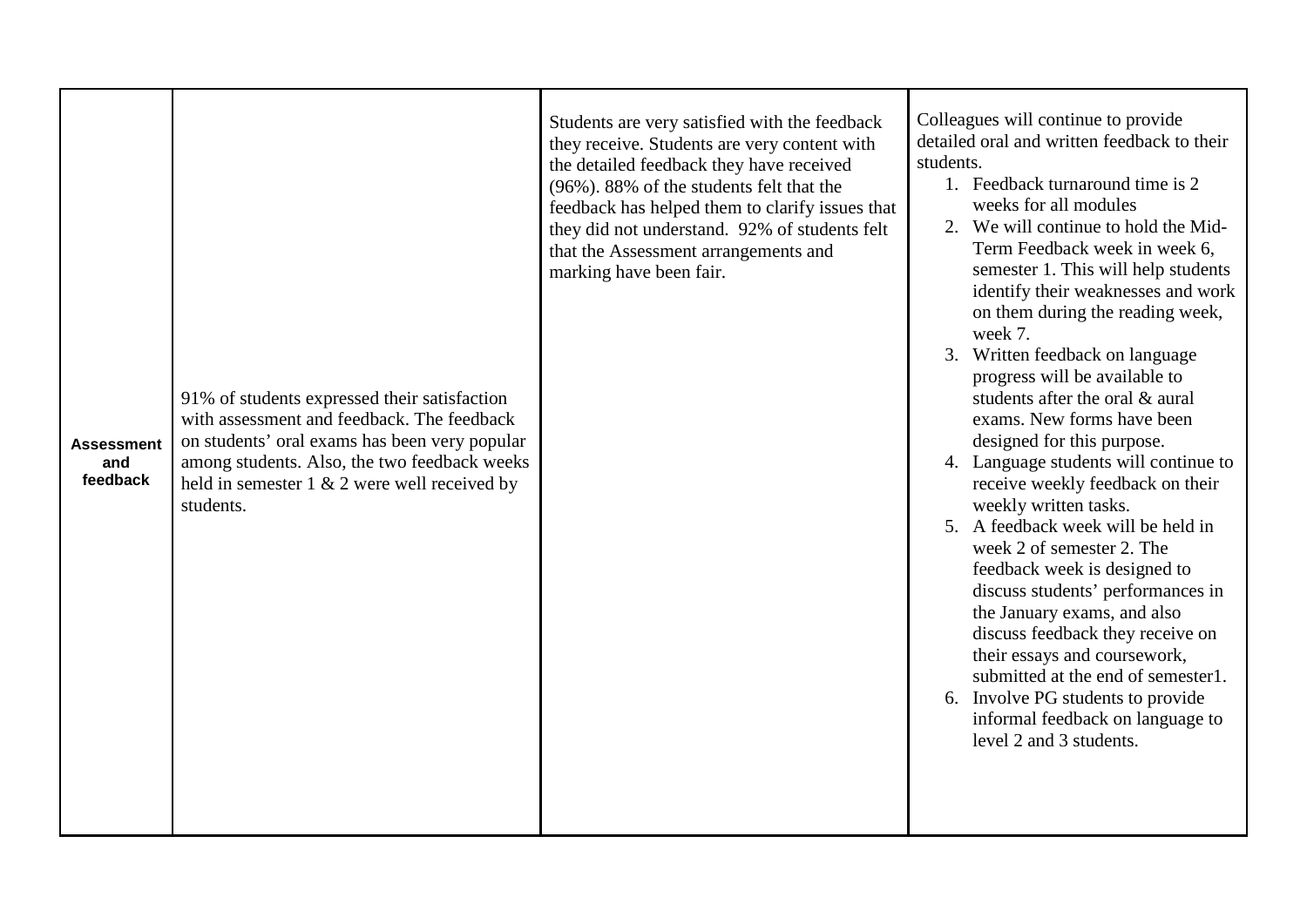| | | | |
|---|---|---|---|
| **Assessment and feedback** | 91% of students expressed their satisfaction with assessment and feedback. The feedback on students' oral exams has been very popular among students. Also, the two feedback weeks held in semester 1 & 2 were well received by students. | Students are very satisfied with the feedback they receive. Students are very content with the detailed feedback they have received (96%). 88% of the students felt that the feedback has helped them to clarify issues that they did not understand. 92% of students felt that the Assessment arrangements and marking have been fair. | Colleagues will continue to provide detailed oral and written feedback to their students.<br>1. Feedback turnaround time is 2 weeks for all modules<br>2. We will continue to hold the Mid-Term Feedback week in week 6, semester 1. This will help students identify their weaknesses and work on them during the reading week, week 7.<br>3. Written feedback on language progress will be available to students after the oral & aural exams. New forms have been designed for this purpose.<br>4. Language students will continue to receive weekly feedback on their weekly written tasks.<br>5. A feedback week will be held in week 2 of semester 2. The feedback week is designed to discuss students' performances in the January exams, and also discuss feedback they receive on their essays and coursework, submitted at the end of semester1.<br>6. Involve PG students to provide informal feedback on language to level 2 and 3 students. |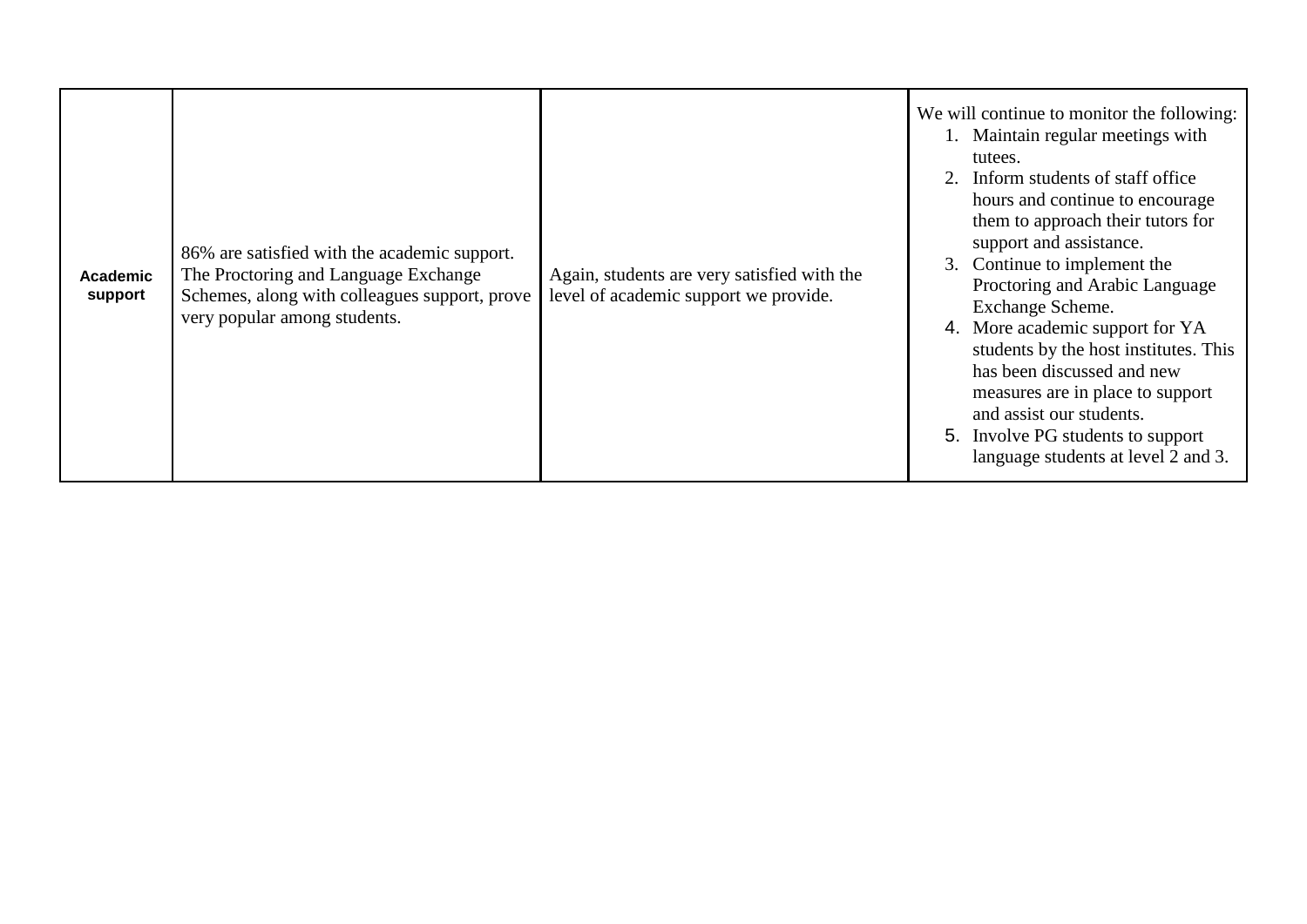| Academic support | 86% are satisfied with the academic support. The Proctoring and Language Exchange Schemes, along with colleagues support, prove very popular among students. | Again, students are very satisfied with the level of academic support we provide. | We will continue to monitor the following:<br>1. Maintain regular meetings with tutees.<br>2. Inform students of staff office hours and continue to encourage them to approach their tutors for support and assistance.<br>3. Continue to implement the Proctoring and Arabic Language Exchange Scheme.<br>4. More academic support for YA students by the host institutes. This has been discussed and new measures are in place to support and assist our students.<br>5. Involve PG students to support language students at level 2 and 3. |
|---|---|---|---|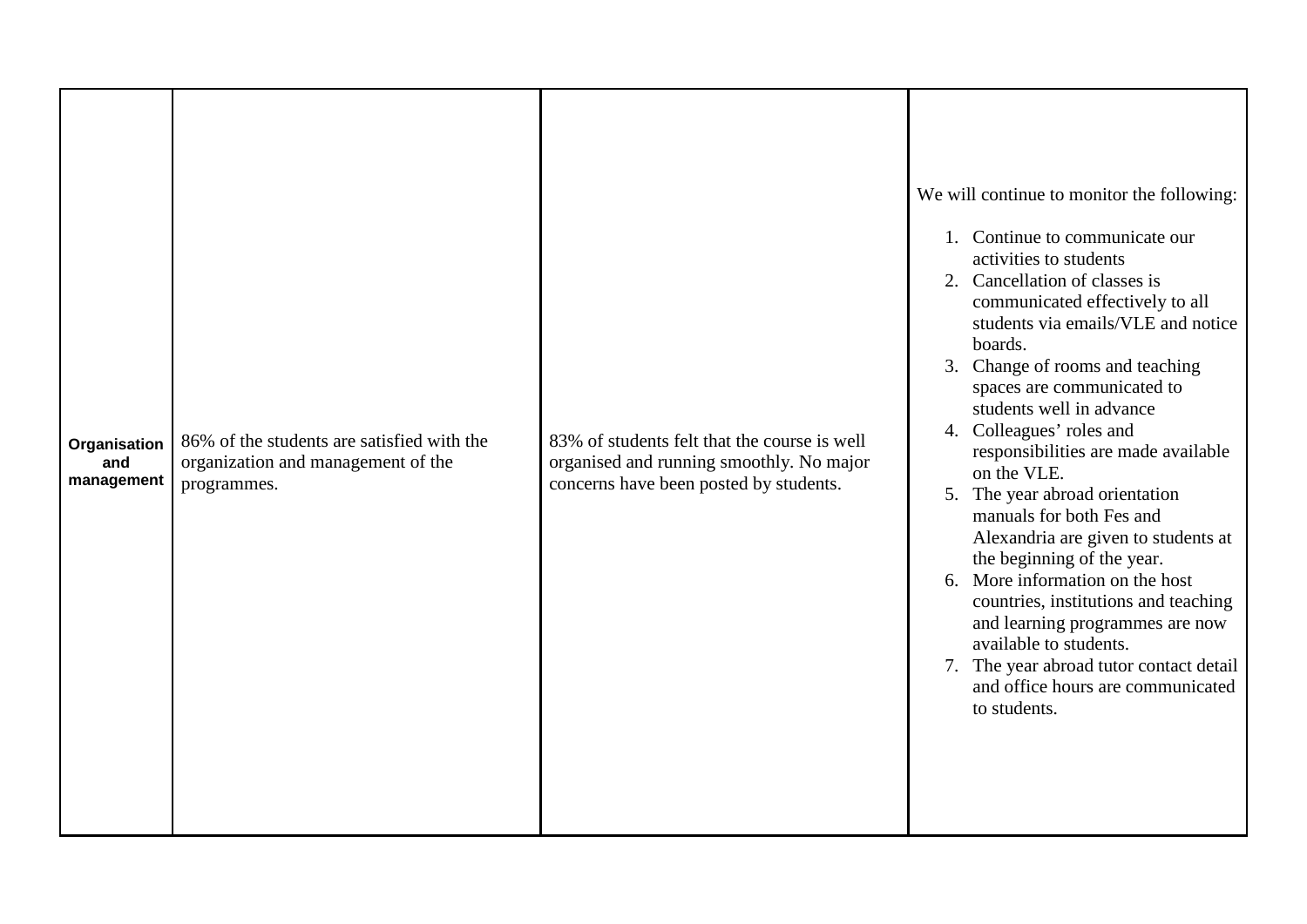| | | | |
|---|---|---|---|
| **Organisation and management** | 86% of the students are satisfied with the organization and management of the programmes. | 83% of students felt that the course is well organised and running smoothly. No major concerns have been posted by students. | We will continue to monitor the following:<br><br>1. Continue to communicate our activities to students<br>2. Cancellation of classes is communicated effectively to all students via emails/VLE and notice boards.<br>3. Change of rooms and teaching spaces are communicated to students well in advance<br>4. Colleagues' roles and responsibilities are made available on the VLE.<br>5. The year abroad orientation manuals for both Fes and Alexandria are given to students at the beginning of the year.<br>6. More information on the host countries, institutions and teaching and learning programmes are now available to students.<br>7. The year abroad tutor contact detail and office hours are communicated to students. |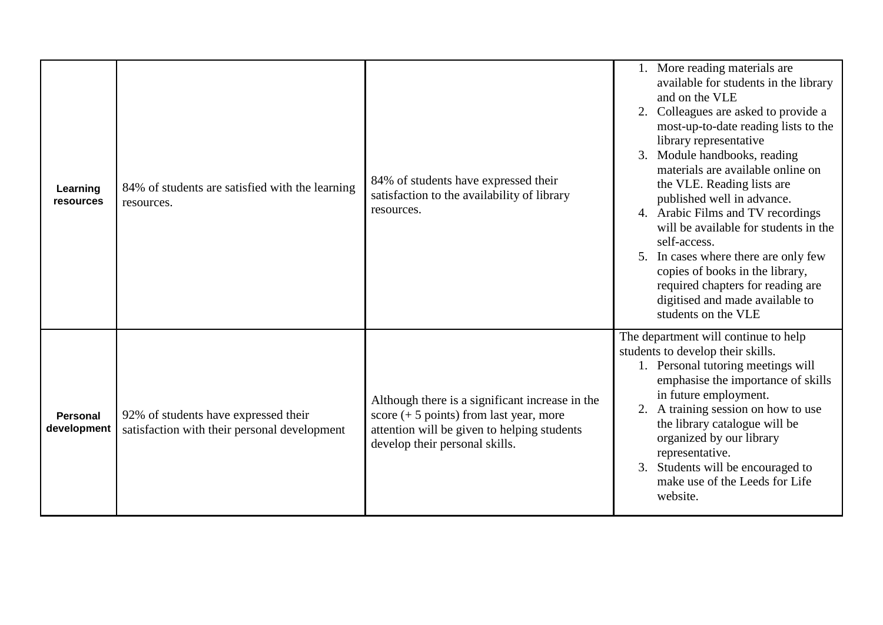| | | | |
|---|---|---|---|
| **Learning resources** | 84% of students are satisfied with the learning resources. | 84% of students have expressed their satisfaction to the availability of library resources. | 1. More reading materials are available for students in the library and on the VLE<br>2. Colleagues are asked to provide a most-up-to-date reading lists to the library representative<br>3. Module handbooks, reading materials are available online on the VLE. Reading lists are published well in advance.<br>4. Arabic Films and TV recordings will be available for students in the self-access.<br>5. In cases where there are only few copies of books in the library, required chapters for reading are digitised and made available to students on the VLE |
| **Personal development** | 92% of students have expressed their satisfaction with their personal development | Although there is a significant increase in the score (+ 5 points) from last year, more attention will be given to helping students develop their personal skills. | The department will continue to help students to develop their skills.<br>1. Personal tutoring meetings will emphasise the importance of skills in future employment.<br>2. A training session on how to use the library catalogue will be organized by our library representative.<br>3. Students will be encouraged to make use of the Leeds for Life website. |